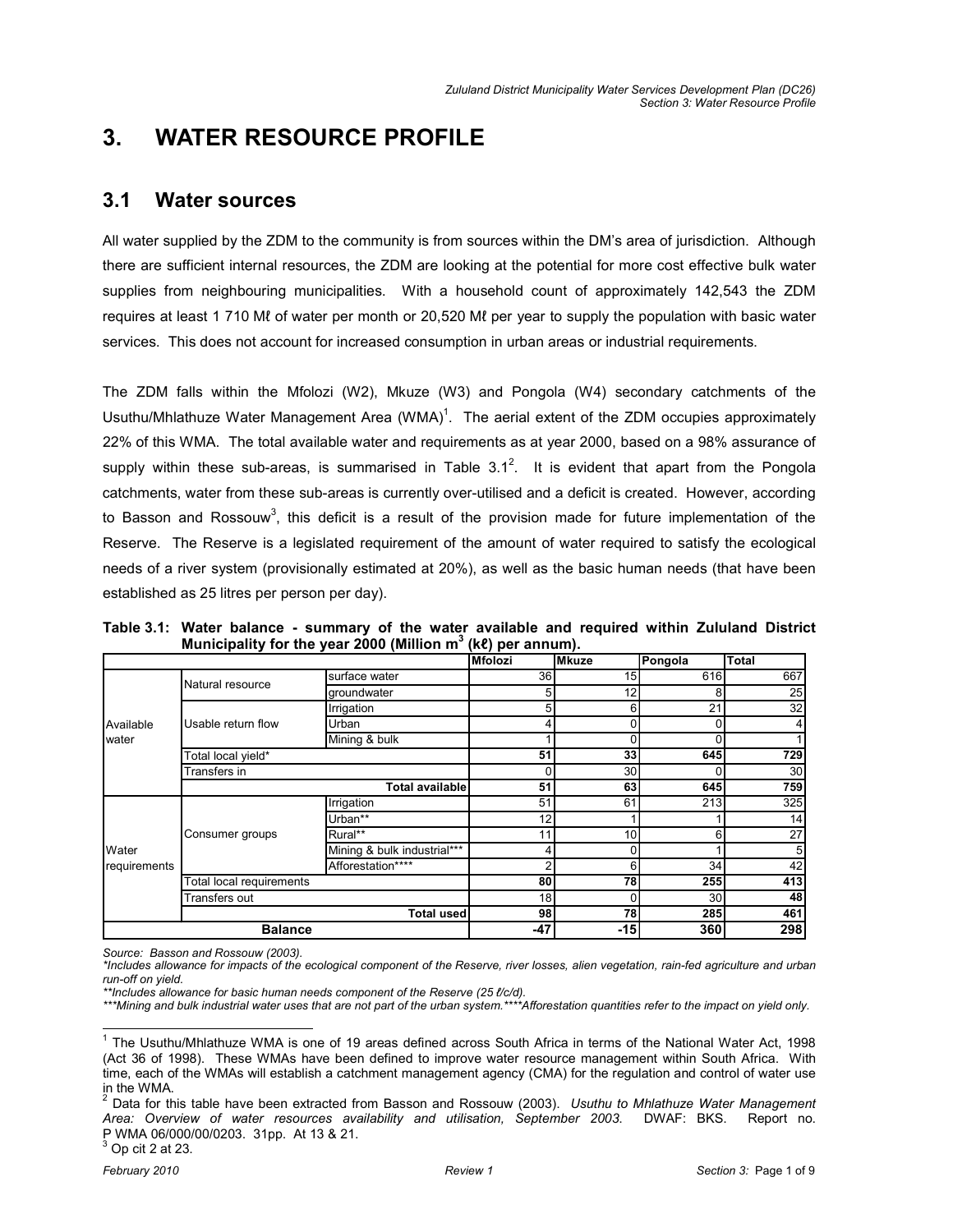# 3. WATER RESOURCE PROFILE

## 3.1 Water sources

All water supplied by the ZDM to the community is from sources within the DM's area of jurisdiction. Although there are sufficient internal resources, the ZDM are looking at the potential for more cost effective bulk water supplies from neighbouring municipalities. With a household count of approximately 142,543 the ZDM requires at least 1 710 Mℓ of water per month or 20,520 Mℓ per year to supply the population with basic water services. This does not account for increased consumption in urban areas or industrial requirements.

The ZDM falls within the Mfolozi (W2), Mkuze (W3) and Pongola (W4) secondary catchments of the Usuthu/Mhlathuze Water Management Area (WMA)[1]. The aerial extent of the ZDM occupies approximately 22% of this WMA. The total available water and requirements as at year 2000, based on a 98% assurance of supply within these sub-areas, is summarised in Table 3.1[2]. It is evident that apart from the Pongola catchments, water from these sub-areas is currently over-utilised and a deficit is created. However, according to Basson and Rossouw[3], this deficit is a result of the provision made for future implementation of the Reserve. The Reserve is a legislated requirement of the amount of water required to satisfy the ecological needs of a river system (provisionally estimated at 20%), as well as the basic human needs (that have been established as 25 litres per person per day).

**Table 3.1: Water balance - summary of the water available and required within Zululand District Municipality for the year 2000 (Million m$^3$ (kℓ) per annum).**

| | | | Mfolozi | Mkuze | Pongola | Total |
|---|---|---|---|---|---|---|
| Available water | Natural resource | surface water | 36 | 15 | 616 | 667 |
| | | groundwater | 5 | 12 | 8 | 25 |
| | Usable return flow | Irrigation | 5 | 6 | 21 | 32 |
| | | Urban | 4 | 0 | 0 | 4 |
| | | Mining & bulk | 1 | 0 | 0 | 1 |
| | Total local yield* | | **51** | **33** | **645** | **729** |
| | Transfers in | | 0 | 30 | 0 | 30 |
| | | **Total available** | **51** | **63** | **645** | **759** |
| Water requirements | Consumer groups | Irrigation | 51 | 61 | 213 | 325 |
| | | Urban** | 12 | 1 | 1 | 14 |
| | | Rural** | 11 | 10 | 6 | 27 |
| | | Mining & bulk industrial*** | 4 | 0 | 1 | 5 |
| | | Afforestation**** | 2 | 6 | 34 | 42 |
| | Total local requirements | | **80** | **78** | **255** | **413** |
| | Transfers out | | 18 | 0 | 30 | **48** |
| | | **Total used** | **98** | **78** | **285** | **461** |
| **Balance** | | | **-47** | **-15** | **360** | **298** |

*Source: Basson and Rossouw (2003).*
**Includes allowance for impacts of the ecological component of the Reserve, river losses, alien vegetation, rain-fed agriculture and urban run-off on yield.*
***Includes allowance for basic human needs component of the Reserve (25 ℓ/c/d).*
****Mining and bulk industrial water uses that are not part of the urban system.****Afforestation quantities refer to the impact on yield only.*

---

[1] The Usuthu/Mhlathuze WMA is one of 19 areas defined across South Africa in terms of the National Water Act, 1998 (Act 36 of 1998). These WMAs have been defined to improve water resource management within South Africa. With time, each of the WMAs will establish a catchment management agency (CMA) for the regulation and control of water use in the WMA.

[2] Data for this table have been extracted from Basson and Rossouw (2003). *Usuthu to Mhlathuze Water Management Area: Overview of water resources availability and utilisation, September 2003.* DWAF: BKS. Report no. P WMA 06/000/00/0203. 31pp. At 13 & 21.

[3] Op cit 2 at 23.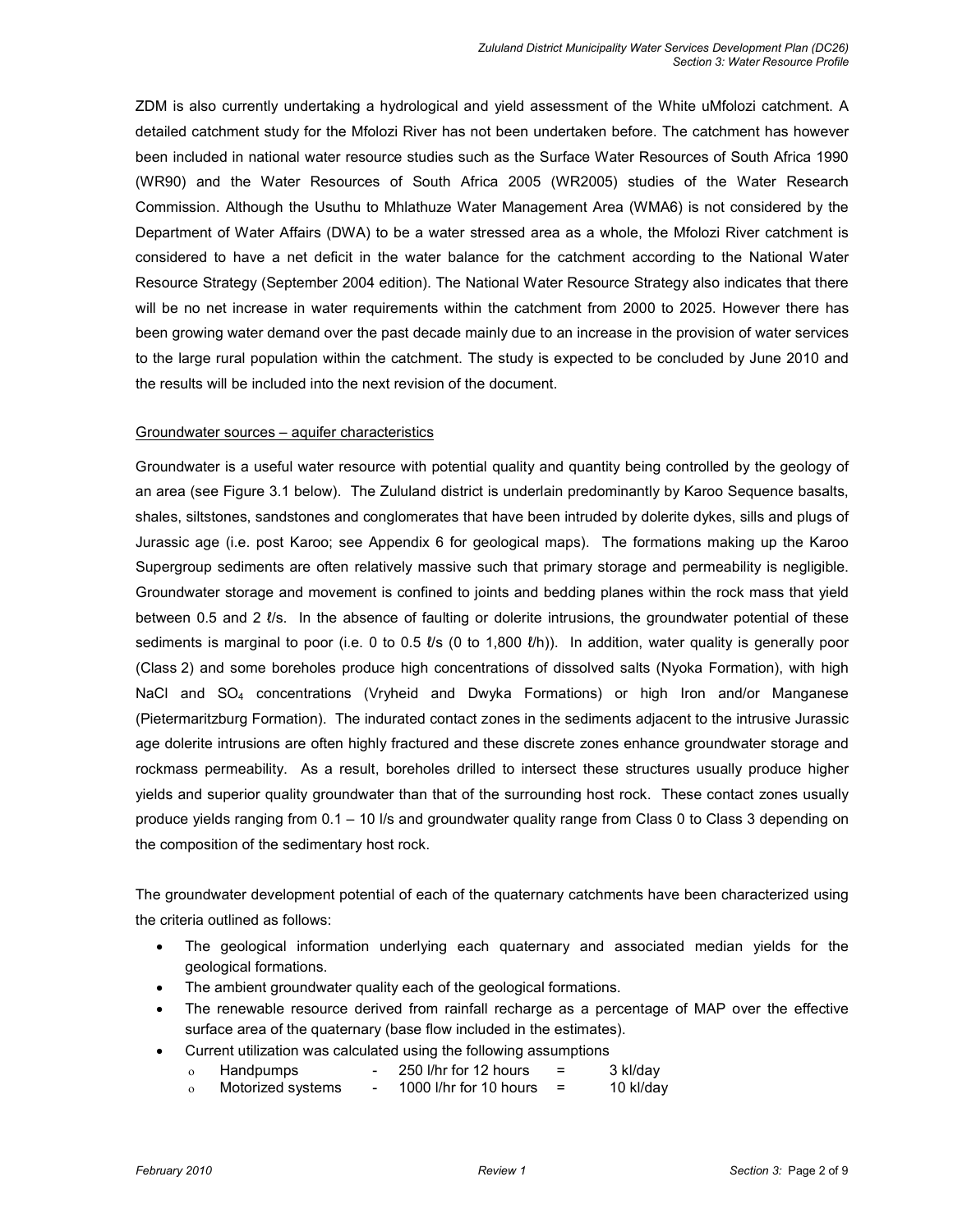ZDM is also currently undertaking a hydrological and yield assessment of the White uMfolozi catchment. A detailed catchment study for the Mfolozi River has not been undertaken before. The catchment has however been included in national water resource studies such as the Surface Water Resources of South Africa 1990 (WR90) and the Water Resources of South Africa 2005 (WR2005) studies of the Water Research Commission. Although the Usuthu to Mhlathuze Water Management Area (WMA6) is not considered by the Department of Water Affairs (DWA) to be a water stressed area as a whole, the Mfolozi River catchment is considered to have a net deficit in the water balance for the catchment according to the National Water Resource Strategy (September 2004 edition). The National Water Resource Strategy also indicates that there will be no net increase in water requirements within the catchment from 2000 to 2025. However there has been growing water demand over the past decade mainly due to an increase in the provision of water services to the large rural population within the catchment. The study is expected to be concluded by June 2010 and the results will be included into the next revision of the document.

<u>Groundwater sources – aquifer characteristics</u>

Groundwater is a useful water resource with potential quality and quantity being controlled by the geology of an area (see Figure 3.1 below). The Zululand district is underlain predominantly by Karoo Sequence basalts, shales, siltstones, sandstones and conglomerates that have been intruded by dolerite dykes, sills and plugs of Jurassic age (i.e. post Karoo; see Appendix 6 for geological maps). The formations making up the Karoo Supergroup sediments are often relatively massive such that primary storage and permeability is negligible. Groundwater storage and movement is confined to joints and bedding planes within the rock mass that yield between 0.5 and 2 ℓ/s. In the absence of faulting or dolerite intrusions, the groundwater potential of these sediments is marginal to poor (i.e. 0 to 0.5 ℓ/s (0 to 1,800 ℓ/h)). In addition, water quality is generally poor (Class 2) and some boreholes produce high concentrations of dissolved salts (Nyoka Formation), with high NaCl and $SO_4$ concentrations (Vryheid and Dwyka Formations) or high Iron and/or Manganese (Pietermaritzburg Formation). The indurated contact zones in the sediments adjacent to the intrusive Jurassic age dolerite intrusions are often highly fractured and these discrete zones enhance groundwater storage and rockmass permeability. As a result, boreholes drilled to intersect these structures usually produce higher yields and superior quality groundwater than that of the surrounding host rock. These contact zones usually produce yields ranging from 0.1 – 10 l/s and groundwater quality range from Class 0 to Class 3 depending on the composition of the sedimentary host rock.

The groundwater development potential of each of the quaternary catchments have been characterized using the criteria outlined as follows:

- The geological information underlying each quaternary and associated median yields for the geological formations.
- The ambient groundwater quality each of the geological formations.
- The renewable resource derived from rainfall recharge as a percentage of MAP over the effective surface area of the quaternary (base flow included in the estimates).
- Current utilization was calculated using the following assumptions
  - Handpumps - 250 l/hr for 12 hours = 3 kl/day
  - Motorized systems - 1000 l/hr for 10 hours = 10 kl/day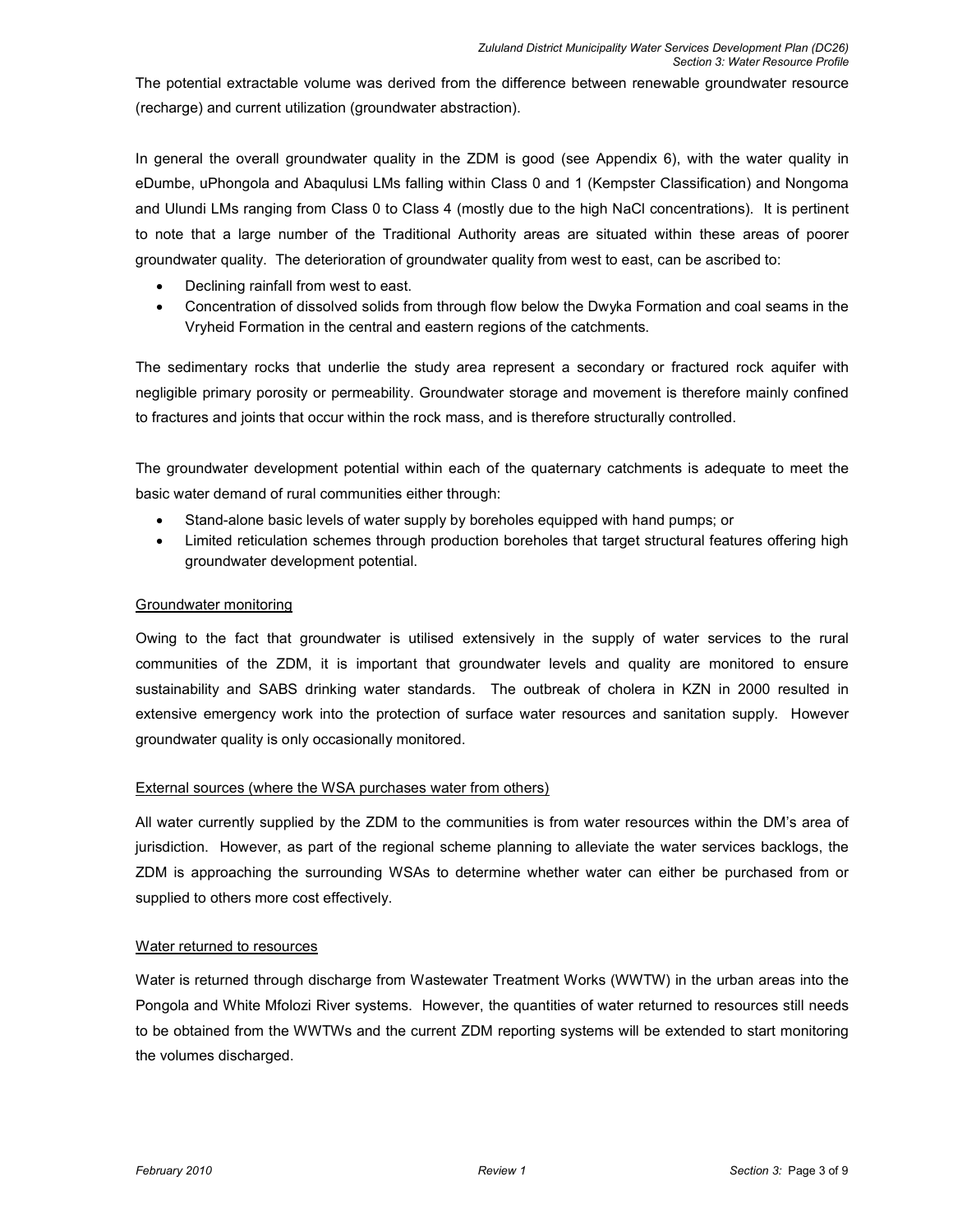The potential extractable volume was derived from the difference between renewable groundwater resource (recharge) and current utilization (groundwater abstraction).

In general the overall groundwater quality in the ZDM is good (see Appendix 6), with the water quality in eDumbe, uPhongola and Abaqulusi LMs falling within Class 0 and 1 (Kempster Classification) and Nongoma and Ulundi LMs ranging from Class 0 to Class 4 (mostly due to the high NaCl concentrations). It is pertinent to note that a large number of the Traditional Authority areas are situated within these areas of poorer groundwater quality. The deterioration of groundwater quality from west to east, can be ascribed to:

- Declining rainfall from west to east.
- Concentration of dissolved solids from through flow below the Dwyka Formation and coal seams in the Vryheid Formation in the central and eastern regions of the catchments.

The sedimentary rocks that underlie the study area represent a secondary or fractured rock aquifer with negligible primary porosity or permeability. Groundwater storage and movement is therefore mainly confined to fractures and joints that occur within the rock mass, and is therefore structurally controlled.

The groundwater development potential within each of the quaternary catchments is adequate to meet the basic water demand of rural communities either through:

- Stand-alone basic levels of water supply by boreholes equipped with hand pumps; or
- Limited reticulation schemes through production boreholes that target structural features offering high groundwater development potential.

<u>Groundwater monitoring</u>

Owing to the fact that groundwater is utilised extensively in the supply of water services to the rural communities of the ZDM, it is important that groundwater levels and quality are monitored to ensure sustainability and SABS drinking water standards. The outbreak of cholera in KZN in 2000 resulted in extensive emergency work into the protection of surface water resources and sanitation supply. However groundwater quality is only occasionally monitored.

<u>External sources (where the WSA purchases water from others)</u>

All water currently supplied by the ZDM to the communities is from water resources within the DM's area of jurisdiction. However, as part of the regional scheme planning to alleviate the water services backlogs, the ZDM is approaching the surrounding WSAs to determine whether water can either be purchased from or supplied to others more cost effectively.

<u>Water returned to resources</u>

Water is returned through discharge from Wastewater Treatment Works (WWTW) in the urban areas into the Pongola and White Mfolozi River systems. However, the quantities of water returned to resources still needs to be obtained from the WWTWs and the current ZDM reporting systems will be extended to start monitoring the volumes discharged.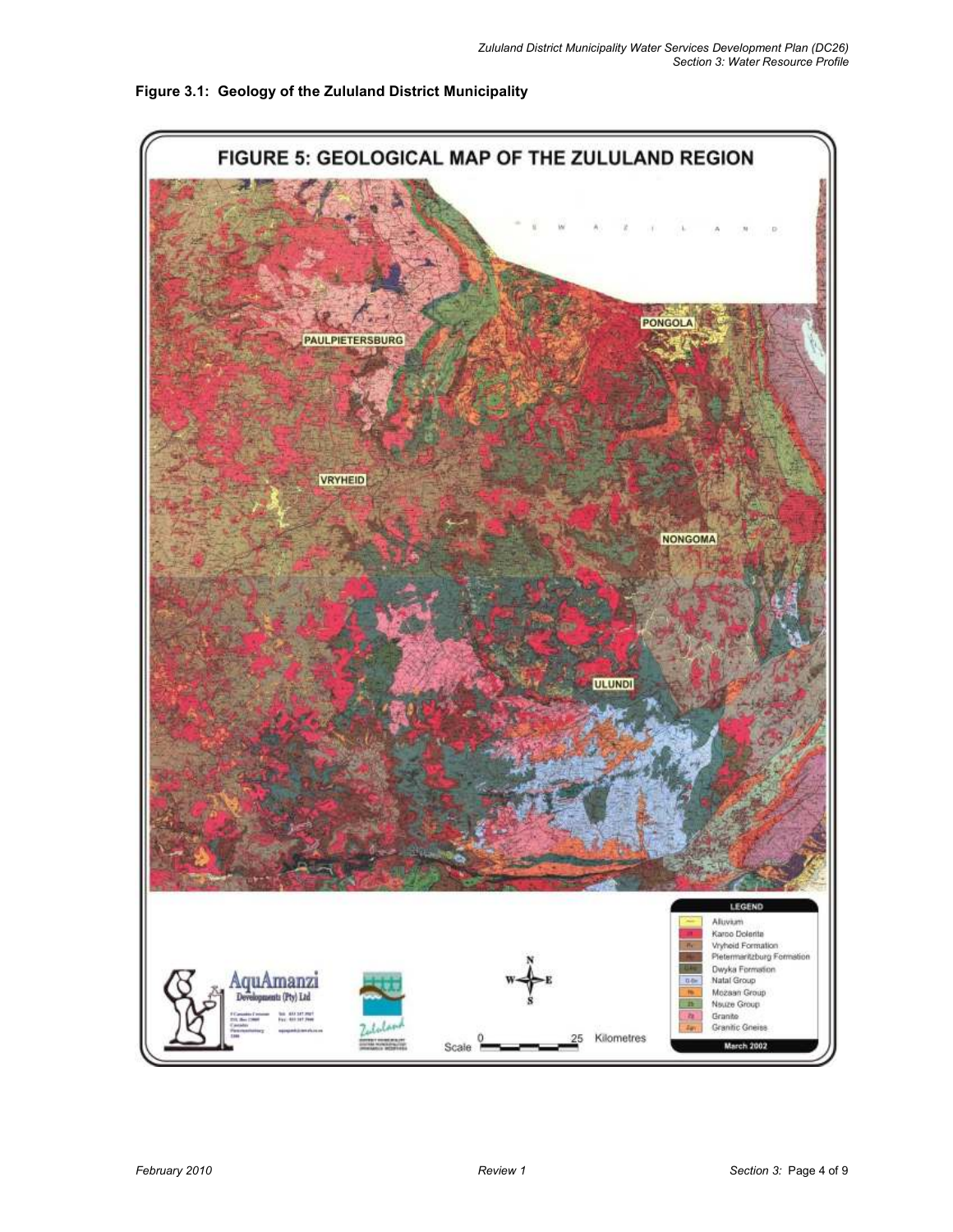**Figure 3.1: Geology of the Zululand District Municipality**

FIGURE 5: GEOLOGICAL MAP OF THE ZULULAND REGION

SWAZILAND

PONGOLA

PAULPIETERSBURG

VRYHEID

NONGOMA

ULUNDI

LEGEND

Alluvium

Karoo Dolerite

Vryheid Formation

Pietermaritzburg Formation

Dwyka Formation

Natal Group

Mozaan Group

Nsuze Group

Granite

Granitic Gneiss

March 2002

AquAmanzi Developments (Pty) Ltd

Zululand

Scale 0 25 Kilometres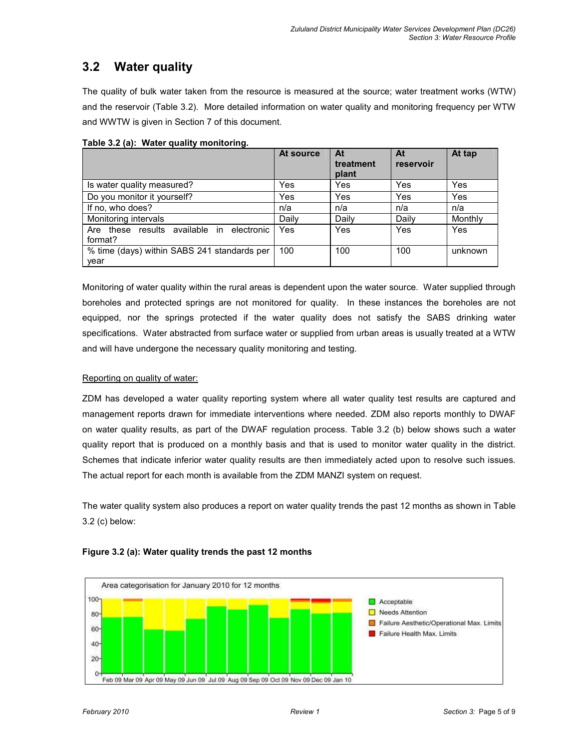## 3.2 Water quality

The quality of bulk water taken from the resource is measured at the source; water treatment works (WTW) and the reservoir (Table 3.2). More detailed information on water quality and monitoring frequency per WTW and WWTW is given in Section 7 of this document.

**Table 3.2 (a): Water quality monitoring.**

| | At source | At treatment plant | At reservoir | At tap |
|---|---|---|---|---|
| Is water quality measured? | Yes | Yes | Yes | Yes |
| Do you monitor it yourself? | Yes | Yes | Yes | Yes |
| If no, who does? | n/a | n/a | n/a | n/a |
| Monitoring intervals | Daily | Daily | Daily | Monthly |
| Are these results available in electronic format? | Yes | Yes | Yes | Yes |
| % time (days) within SABS 241 standards per year | 100 | 100 | 100 | unknown |

Monitoring of water quality within the rural areas is dependent upon the water source. Water supplied through boreholes and protected springs are not monitored for quality. In these instances the boreholes are not equipped, nor the springs protected if the water quality does not satisfy the SABS drinking water specifications. Water abstracted from surface water or supplied from urban areas is usually treated at a WTW and will have undergone the necessary quality monitoring and testing.

<u>Reporting on quality of water:</u>

ZDM has developed a water quality reporting system where all water quality test results are captured and management reports drawn for immediate interventions where needed. ZDM also reports monthly to DWAF on water quality results, as part of the DWAF regulation process. Table 3.2 (b) below shows such a water quality report that is produced on a monthly basis and that is used to monitor water quality in the district. Schemes that indicate inferior water quality results are then immediately acted upon to resolve such issues. The actual report for each month is available from the ZDM MANZI system on request.

The water quality system also produces a report on water quality trends the past 12 months as shown in Table 3.2 (c) below:

**Figure 3.2 (a): Water quality trends the past 12 months**

Area categorisation for January 2010 for 12 months

100
80
60
40
20
0

Feb 09 Mar 09 Apr 09 May 09 Jun 09 Jul 09 Aug 09 Sep 09 Oct 09 Nov 09 Dec 09 Jan 10

Acceptable
Needs Attention
Failure Aesthetic/Operational Max. Limits
Failure Health Max. Limits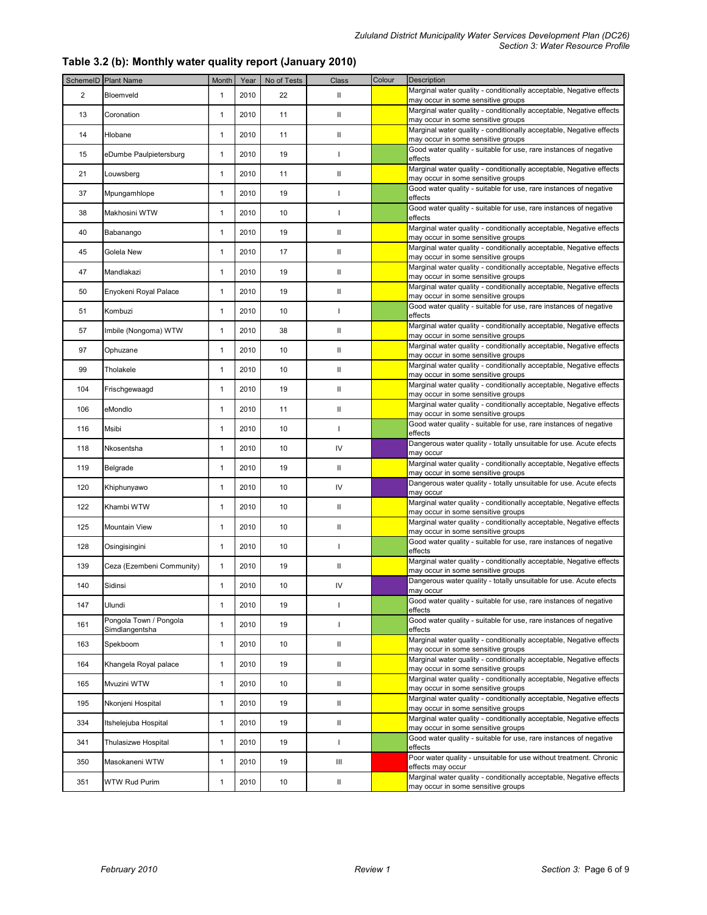## Table 3.2 (b): Monthly water quality report (January 2010)

| SchemeID | Plant Name | Month | Year | No of Tests | Class | Colour | Description |
|---|---|---|---|---|---|---|---|
| 2 | Bloemveld | 1 | 2010 | 22 | II | | Marginal water quality - conditionally acceptable, Negative effects may occur in some sensitive groups |
| 13 | Coronation | 1 | 2010 | 11 | II | | Marginal water quality - conditionally acceptable, Negative effects may occur in some sensitive groups |
| 14 | Hlobane | 1 | 2010 | 11 | II | | Marginal water quality - conditionally acceptable, Negative effects may occur in some sensitive groups |
| 15 | eDumbe Paulpietersburg | 1 | 2010 | 19 | I | | Good water quality - suitable for use, rare instances of negative effects |
| 21 | Louwsberg | 1 | 2010 | 11 | II | | Marginal water quality - conditionally acceptable, Negative effects may occur in some sensitive groups |
| 37 | Mpungamhlope | 1 | 2010 | 19 | I | | Good water quality - suitable for use, rare instances of negative effects |
| 38 | Makhosini WTW | 1 | 2010 | 10 | I | | Good water quality - suitable for use, rare instances of negative effects |
| 40 | Babanango | 1 | 2010 | 19 | II | | Marginal water quality - conditionally acceptable, Negative effects may occur in some sensitive groups |
| 45 | Golela New | 1 | 2010 | 17 | II | | Marginal water quality - conditionally acceptable, Negative effects may occur in some sensitive groups |
| 47 | Mandlakazi | 1 | 2010 | 19 | II | | Marginal water quality - conditionally acceptable, Negative effects may occur in some sensitive groups |
| 50 | Enyokeni Royal Palace | 1 | 2010 | 19 | II | | Marginal water quality - conditionally acceptable, Negative effects may occur in some sensitive groups |
| 51 | Kombuzi | 1 | 2010 | 10 | I | | Good water quality - suitable for use, rare instances of negative effects |
| 57 | Imbile (Nongoma) WTW | 1 | 2010 | 38 | II | | Marginal water quality - conditionally acceptable, Negative effects may occur in some sensitive groups |
| 97 | Ophuzane | 1 | 2010 | 10 | II | | Marginal water quality - conditionally acceptable, Negative effects may occur in some sensitive groups |
| 99 | Tholakele | 1 | 2010 | 10 | II | | Marginal water quality - conditionally acceptable, Negative effects may occur in some sensitive groups |
| 104 | Frischgewaagd | 1 | 2010 | 19 | II | | Marginal water quality - conditionally acceptable, Negative effects may occur in some sensitive groups |
| 106 | eMondlo | 1 | 2010 | 11 | II | | Marginal water quality - conditionally acceptable, Negative effects may occur in some sensitive groups |
| 116 | Msibi | 1 | 2010 | 10 | I | | Good water quality - suitable for use, rare instances of negative effects |
| 118 | Nkosentsha | 1 | 2010 | 10 | IV | | Dangerous water quality - totally unsuitable for use. Acute efects may occur |
| 119 | Belgrade | 1 | 2010 | 19 | II | | Marginal water quality - conditionally acceptable, Negative effects may occur in some sensitive groups |
| 120 | Khiphunyawo | 1 | 2010 | 10 | IV | | Dangerous water quality - totally unsuitable for use. Acute efects may occur |
| 122 | Khambi WTW | 1 | 2010 | 10 | II | | Marginal water quality - conditionally acceptable, Negative effects may occur in some sensitive groups |
| 125 | Mountain View | 1 | 2010 | 10 | II | | Marginal water quality - conditionally acceptable, Negative effects may occur in some sensitive groups |
| 128 | Osingisingini | 1 | 2010 | 10 | I | | Good water quality - suitable for use, rare instances of negative effects |
| 139 | Ceza (Ezembeni Community) | 1 | 2010 | 19 | II | | Marginal water quality - conditionally acceptable, Negative effects may occur in some sensitive groups |
| 140 | Sidinsi | 1 | 2010 | 10 | IV | | Dangerous water quality - totally unsuitable for use. Acute efects may occur |
| 147 | Ulundi | 1 | 2010 | 19 | I | | Good water quality - suitable for use, rare instances of negative effects |
| 161 | Pongola Town / Pongola Simdlangentsha | 1 | 2010 | 19 | I | | Good water quality - suitable for use, rare instances of negative effects |
| 163 | Spekboom | 1 | 2010 | 10 | II | | Marginal water quality - conditionally acceptable, Negative effects may occur in some sensitive groups |
| 164 | Khangela Royal palace | 1 | 2010 | 19 | II | | Marginal water quality - conditionally acceptable, Negative effects may occur in some sensitive groups |
| 165 | Mvuzini WTW | 1 | 2010 | 10 | II | | Marginal water quality - conditionally acceptable, Negative effects may occur in some sensitive groups |
| 195 | Nkonjeni Hospital | 1 | 2010 | 19 | II | | Marginal water quality - conditionally acceptable, Negative effects may occur in some sensitive groups |
| 334 | Itshelejuba Hospital | 1 | 2010 | 19 | II | | Marginal water quality - conditionally acceptable, Negative effects may occur in some sensitive groups |
| 341 | Thulasizwe Hospital | 1 | 2010 | 19 | I | | Good water quality - suitable for use, rare instances of negative effects |
| 350 | Masokaneni WTW | 1 | 2010 | 19 | III | | Poor water quality - unsuitable for use without treatment. Chronic effects may occur |
| 351 | WTW Rud Purim | 1 | 2010 | 10 | II | | Marginal water quality - conditionally acceptable, Negative effects may occur in some sensitive groups |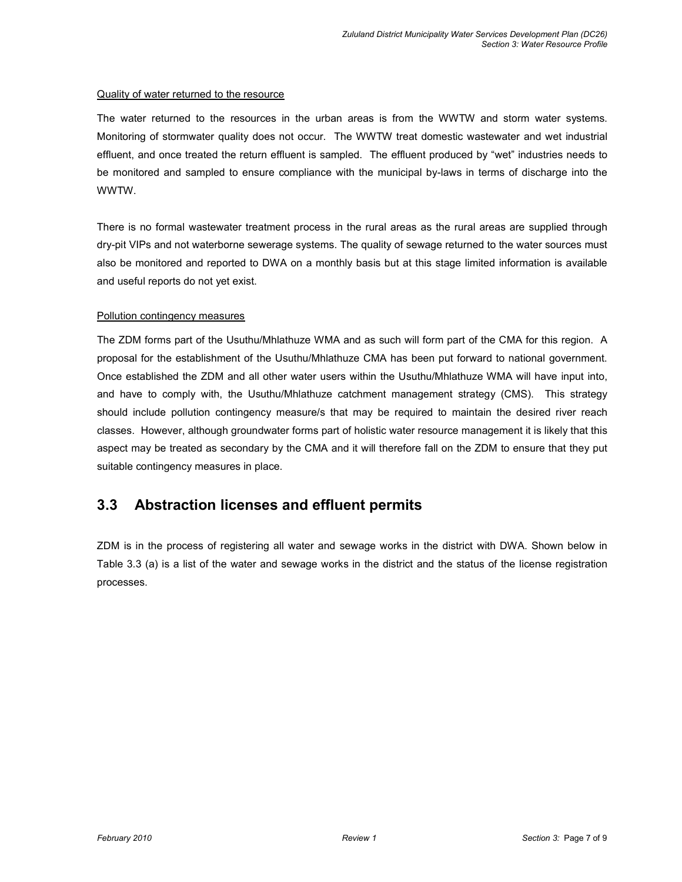Quality of water returned to the resource

The water returned to the resources in the urban areas is from the WWTW and storm water systems. Monitoring of stormwater quality does not occur. The WWTW treat domestic wastewater and wet industrial effluent, and once treated the return effluent is sampled. The effluent produced by "wet" industries needs to be monitored and sampled to ensure compliance with the municipal by-laws in terms of discharge into the WWTW.

There is no formal wastewater treatment process in the rural areas as the rural areas are supplied through dry-pit VIPs and not waterborne sewerage systems. The quality of sewage returned to the water sources must also be monitored and reported to DWA on a monthly basis but at this stage limited information is available and useful reports do not yet exist.

Pollution contingency measures

The ZDM forms part of the Usuthu/Mhlathuze WMA and as such will form part of the CMA for this region. A proposal for the establishment of the Usuthu/Mhlathuze CMA has been put forward to national government. Once established the ZDM and all other water users within the Usuthu/Mhlathuze WMA will have input into, and have to comply with, the Usuthu/Mhlathuze catchment management strategy (CMS). This strategy should include pollution contingency measure/s that may be required to maintain the desired river reach classes. However, although groundwater forms part of holistic water resource management it is likely that this aspect may be treated as secondary by the CMA and it will therefore fall on the ZDM to ensure that they put suitable contingency measures in place.

## 3.3 Abstraction licenses and effluent permits

ZDM is in the process of registering all water and sewage works in the district with DWA. Shown below in Table 3.3 (a) is a list of the water and sewage works in the district and the status of the license registration processes.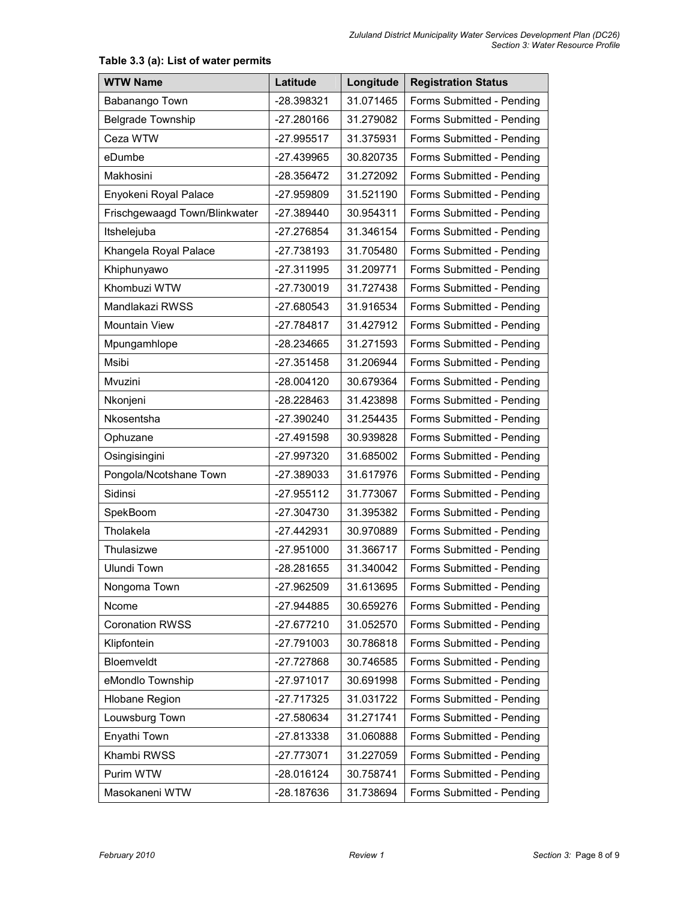**Table 3.3 (a): List of water permits**

| WTW Name | Latitude | Longitude | Registration Status |
|---|---|---|---|
| Babanango Town | -28.398321 | 31.071465 | Forms Submitted - Pending |
| Belgrade Township | -27.280166 | 31.279082 | Forms Submitted - Pending |
| Ceza WTW | -27.995517 | 31.375931 | Forms Submitted - Pending |
| eDumbe | -27.439965 | 30.820735 | Forms Submitted - Pending |
| Makhosini | -28.356472 | 31.272092 | Forms Submitted - Pending |
| Enyokeni Royal Palace | -27.959809 | 31.521190 | Forms Submitted - Pending |
| Frischgewaagd Town/Blinkwater | -27.389440 | 30.954311 | Forms Submitted - Pending |
| Itshelejuba | -27.276854 | 31.346154 | Forms Submitted - Pending |
| Khangela Royal Palace | -27.738193 | 31.705480 | Forms Submitted - Pending |
| Khiphunyawo | -27.311995 | 31.209771 | Forms Submitted - Pending |
| Khombuzi WTW | -27.730019 | 31.727438 | Forms Submitted - Pending |
| Mandlakazi RWSS | -27.680543 | 31.916534 | Forms Submitted - Pending |
| Mountain View | -27.784817 | 31.427912 | Forms Submitted - Pending |
| Mpungamhlope | -28.234665 | 31.271593 | Forms Submitted - Pending |
| Msibi | -27.351458 | 31.206944 | Forms Submitted - Pending |
| Mvuzini | -28.004120 | 30.679364 | Forms Submitted - Pending |
| Nkonjeni | -28.228463 | 31.423898 | Forms Submitted - Pending |
| Nkosentsha | -27.390240 | 31.254435 | Forms Submitted - Pending |
| Ophuzane | -27.491598 | 30.939828 | Forms Submitted - Pending |
| Osingisingini | -27.997320 | 31.685002 | Forms Submitted - Pending |
| Pongola/Ncotshane Town | -27.389033 | 31.617976 | Forms Submitted - Pending |
| Sidinsi | -27.955112 | 31.773067 | Forms Submitted - Pending |
| SpekBoom | -27.304730 | 31.395382 | Forms Submitted - Pending |
| Tholakela | -27.442931 | 30.970889 | Forms Submitted - Pending |
| Thulasizwe | -27.951000 | 31.366717 | Forms Submitted - Pending |
| Ulundi Town | -28.281655 | 31.340042 | Forms Submitted - Pending |
| Nongoma Town | -27.962509 | 31.613695 | Forms Submitted - Pending |
| Ncome | -27.944885 | 30.659276 | Forms Submitted - Pending |
| Coronation RWSS | -27.677210 | 31.052570 | Forms Submitted - Pending |
| Klipfontein | -27.791003 | 30.786818 | Forms Submitted - Pending |
| Bloemveldt | -27.727868 | 30.746585 | Forms Submitted - Pending |
| eMondlo Township | -27.971017 | 30.691998 | Forms Submitted - Pending |
| Hlobane Region | -27.717325 | 31.031722 | Forms Submitted - Pending |
| Louwsburg Town | -27.580634 | 31.271741 | Forms Submitted - Pending |
| Enyathi Town | -27.813338 | 31.060888 | Forms Submitted - Pending |
| Khambi RWSS | -27.773071 | 31.227059 | Forms Submitted - Pending |
| Purim WTW | -28.016124 | 30.758741 | Forms Submitted - Pending |
| Masokaneni WTW | -28.187636 | 31.738694 | Forms Submitted - Pending |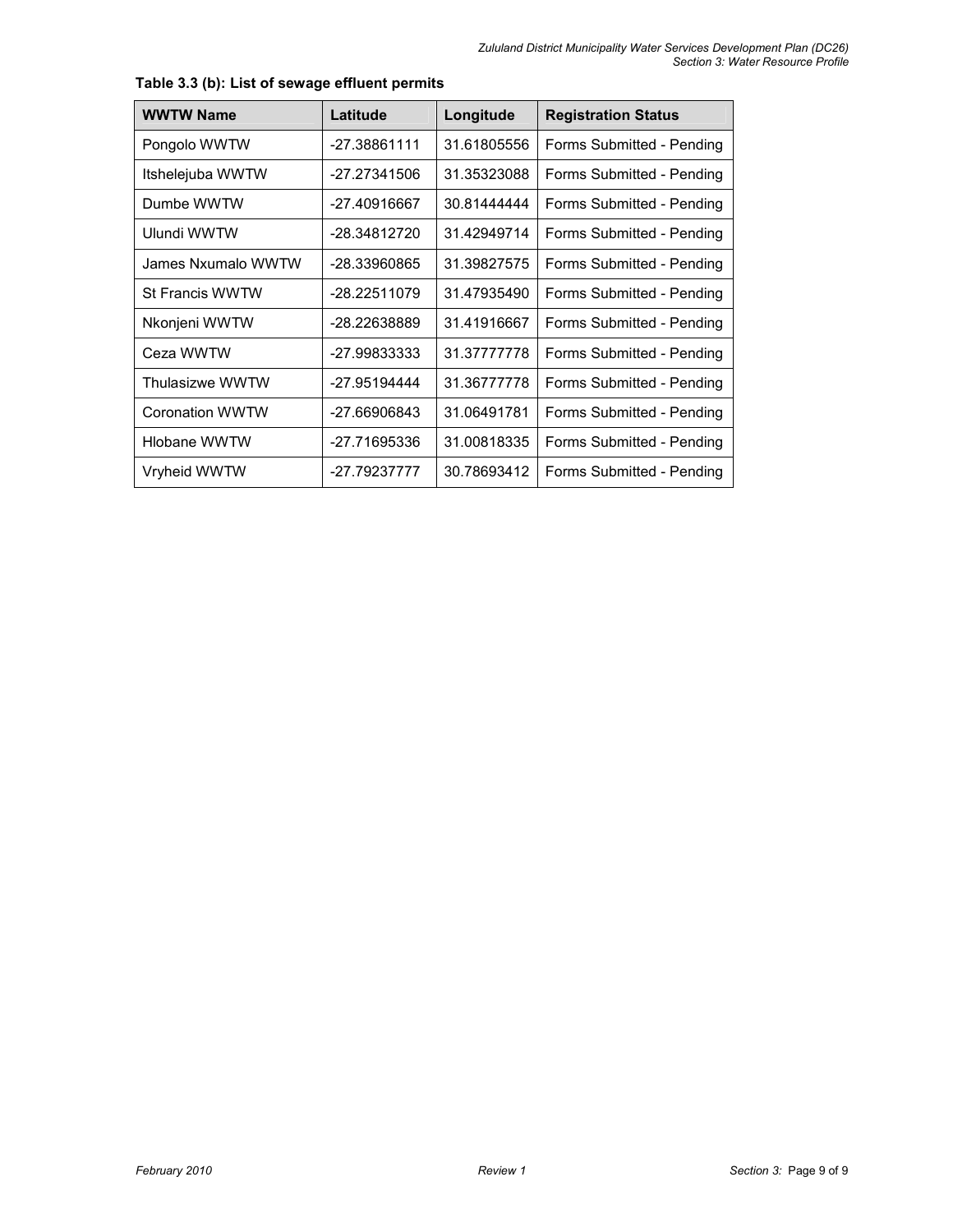**Table 3.3 (b): List of sewage effluent permits**

| WWTW Name | Latitude | Longitude | Registration Status |
|---|---|---|---|
| Pongolo WWTW | -27.38861111 | 31.61805556 | Forms Submitted - Pending |
| Itshelejuba WWTW | -27.27341506 | 31.35323088 | Forms Submitted - Pending |
| Dumbe WWTW | -27.40916667 | 30.81444444 | Forms Submitted - Pending |
| Ulundi WWTW | -28.34812720 | 31.42949714 | Forms Submitted - Pending |
| James Nxumalo WWTW | -28.33960865 | 31.39827575 | Forms Submitted - Pending |
| St Francis WWTW | -28.22511079 | 31.47935490 | Forms Submitted - Pending |
| Nkonjeni WWTW | -28.22638889 | 31.41916667 | Forms Submitted - Pending |
| Ceza WWTW | -27.99833333 | 31.37777778 | Forms Submitted - Pending |
| Thulasizwe WWTW | -27.95194444 | 31.36777778 | Forms Submitted - Pending |
| Coronation WWTW | -27.66906843 | 31.06491781 | Forms Submitted - Pending |
| Hlobane WWTW | -27.71695336 | 31.00818335 | Forms Submitted - Pending |
| Vryheid WWTW | -27.79237777 | 30.78693412 | Forms Submitted - Pending |